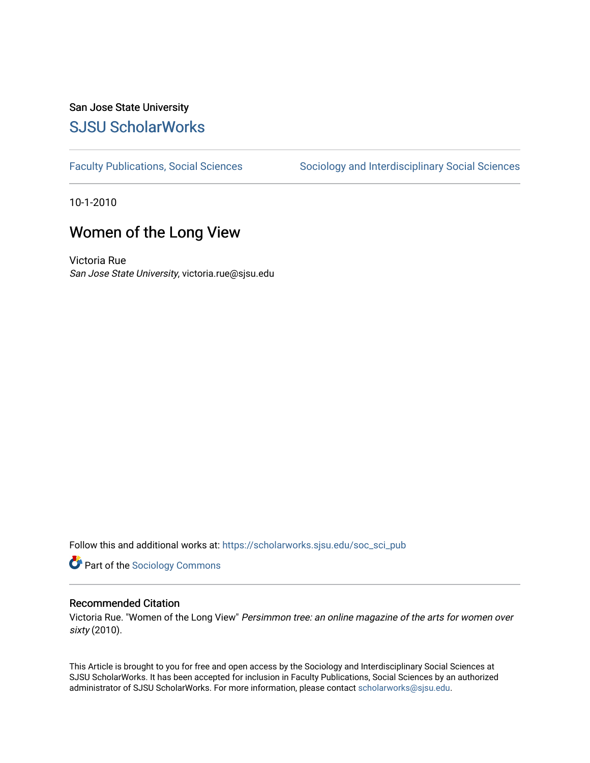San Jose State University

# SJSU ScholarWorks

Faculty Publications, Social Sciences

Sociology and Interdisciplinary Social Sciences

10-1-2010

## Women of the Long View

Victoria Rue
*San Jose State University*, victoria.rue@sjsu.edu

Follow this and additional works at: https://scholarworks.sjsu.edu/soc_sci_pub

Part of the Sociology Commons

### Recommended Citation

Victoria Rue. "Women of the Long View" *Persimmon tree: an online magazine of the arts for women over sixty* (2010).

This Article is brought to you for free and open access by the Sociology and Interdisciplinary Social Sciences at SJSU ScholarWorks. It has been accepted for inclusion in Faculty Publications, Social Sciences by an authorized administrator of SJSU ScholarWorks. For more information, please contact scholarworks@sjsu.edu.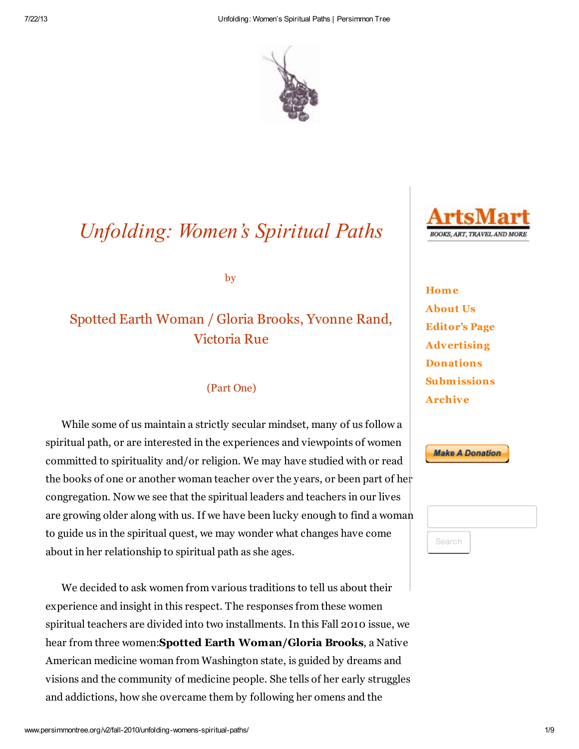# *Unfolding: Women's Spiritual Paths*

by

## Spotted Earth Woman / Gloria Brooks, Yvonne Rand, Victoria Rue

(Part One)

While some of us maintain a strictly secular mindset, many of us follow a spiritual path, or are interested in the experiences and viewpoints of women committed to spirituality and/or religion. We may have studied with or read the books of one or another woman teacher over the years, or been part of her congregation. Now we see that the spiritual leaders and teachers in our lives are growing older along with us. If we have been lucky enough to find a woman to guide us in the spiritual quest, we may wonder what changes have come about in her relationship to spiritual path as she ages.

We decided to ask women from various traditions to tell us about their experience and insight in this respect. The responses from these women spiritual teachers are divided into two installments. In this Fall 2010 issue, we hear from three women:**Spotted Earth Woman/Gloria Brooks**, a Native American medicine woman from Washington state, is guided by dreams and visions and the community of medicine people. She tells of her early struggles and addictions, how she overcame them by following her omens and the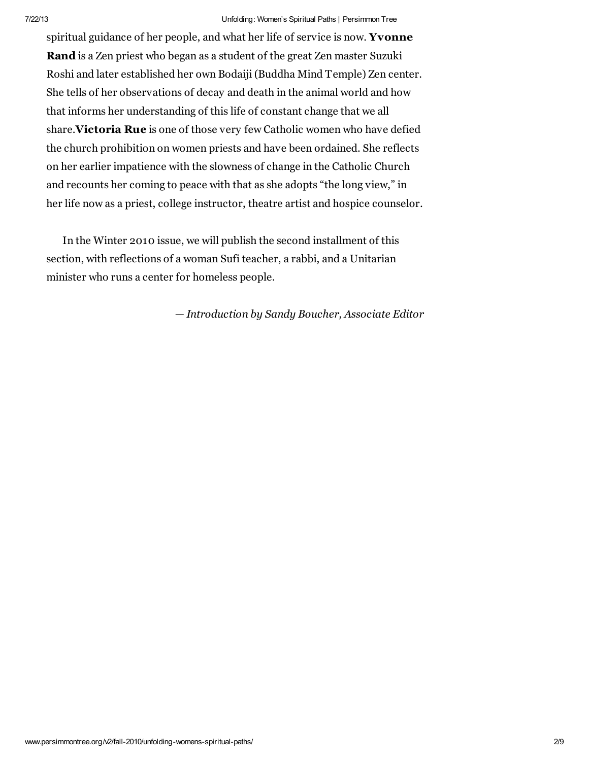spiritual guidance of her people, and what her life of service is now. **Yvonne Rand** is a Zen priest who began as a student of the great Zen master Suzuki Roshi and later established her own Bodaiji (Buddha Mind Temple) Zen center. She tells of her observations of decay and death in the animal world and how that informs her understanding of this life of constant change that we all share.**Victoria Rue** is one of those very few Catholic women who have defied the church prohibition on women priests and have been ordained. She reflects on her earlier impatience with the slowness of change in the Catholic Church and recounts her coming to peace with that as she adopts "the long view," in her life now as a priest, college instructor, theatre artist and hospice counselor.

In the Winter 2010 issue, we will publish the second installment of this section, with reflections of a woman Sufi teacher, a rabbi, and a Unitarian minister who runs a center for homeless people.

*— Introduction by Sandy Boucher, Associate Editor*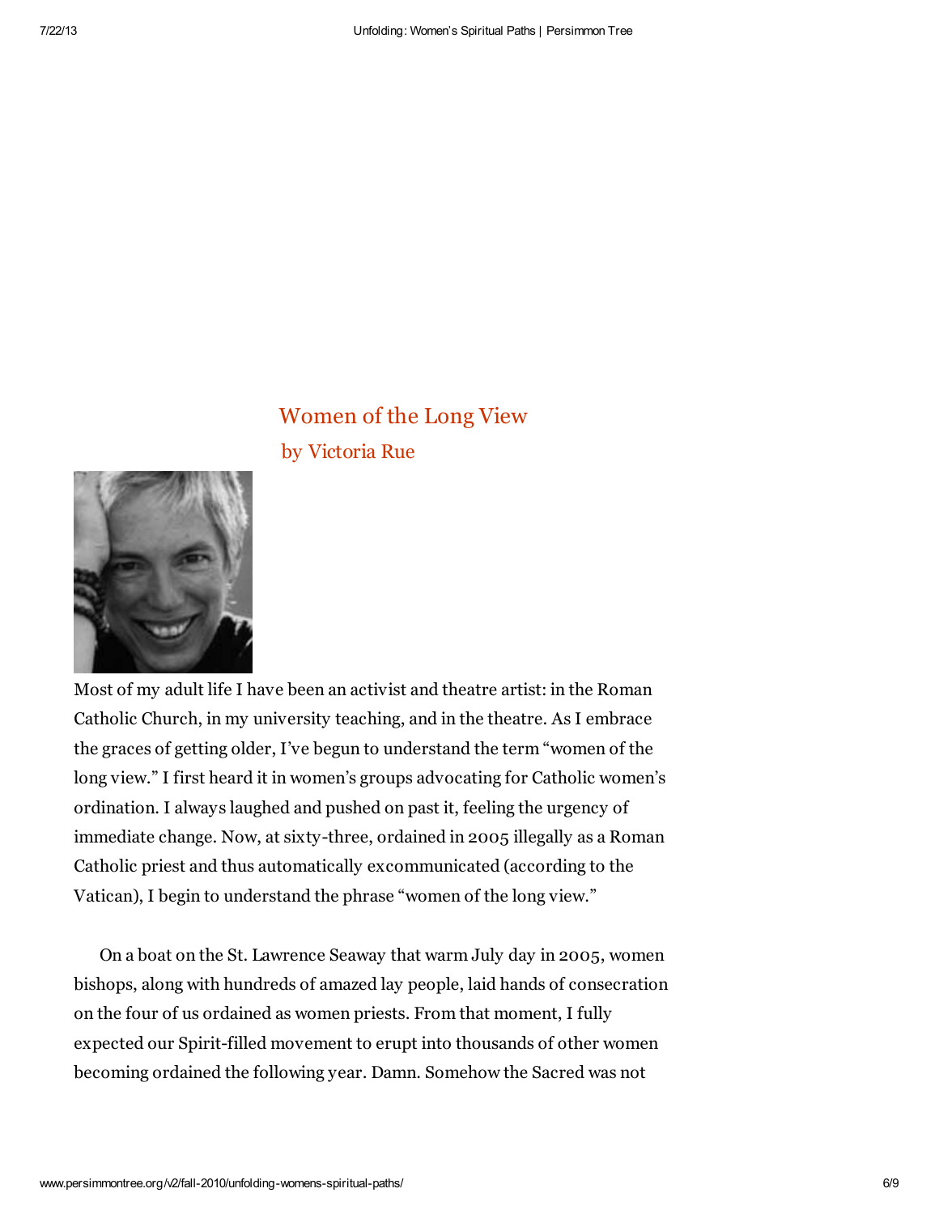## Women of the Long View

### by Victoria Rue

Most of my adult life I have been an activist and theatre artist: in the Roman Catholic Church, in my university teaching, and in the theatre. As I embrace the graces of getting older, I've begun to understand the term "women of the long view." I first heard it in women's groups advocating for Catholic women's ordination. I always laughed and pushed on past it, feeling the urgency of immediate change. Now, at sixty-three, ordained in 2005 illegally as a Roman Catholic priest and thus automatically excommunicated (according to the Vatican), I begin to understand the phrase "women of the long view."

On a boat on the St. Lawrence Seaway that warm July day in 2005, women bishops, along with hundreds of amazed lay people, laid hands of consecration on the four of us ordained as women priests. From that moment, I fully expected our Spirit-filled movement to erupt into thousands of other women becoming ordained the following year. Damn. Somehow the Sacred was not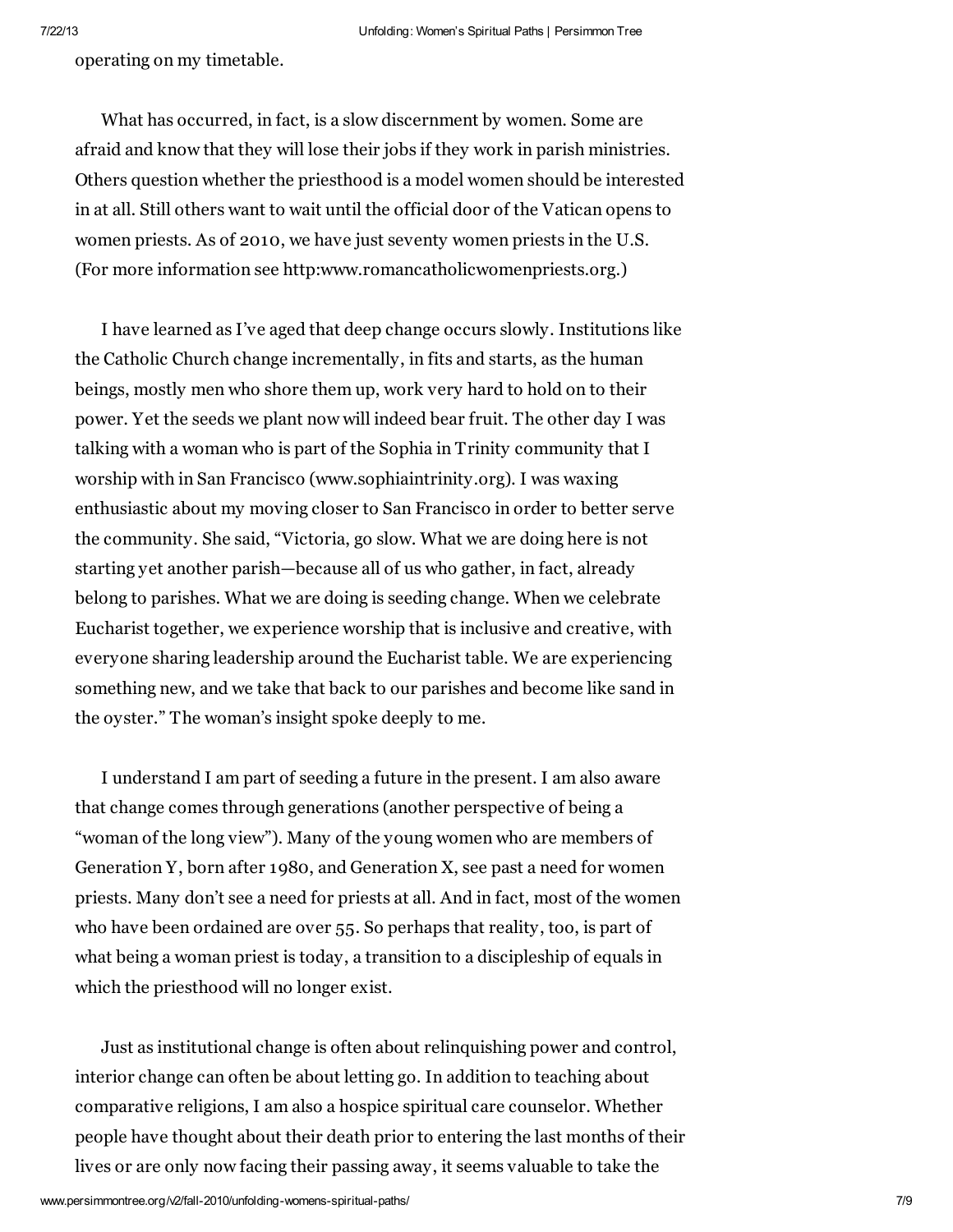operating on my timetable.

What has occurred, in fact, is a slow discernment by women. Some are afraid and know that they will lose their jobs if they work in parish ministries. Others question whether the priesthood is a model women should be interested in at all. Still others want to wait until the official door of the Vatican opens to women priests. As of 2010, we have just seventy women priests in the U.S. (For more information see http:www.romancatholicwomenpriests.org.)

I have learned as I've aged that deep change occurs slowly. Institutions like the Catholic Church change incrementally, in fits and starts, as the human beings, mostly men who shore them up, work very hard to hold on to their power. Yet the seeds we plant now will indeed bear fruit. The other day I was talking with a woman who is part of the Sophia in Trinity community that I worship with in San Francisco (www.sophiaintrinity.org). I was waxing enthusiastic about my moving closer to San Francisco in order to better serve the community. She said, "Victoria, go slow. What we are doing here is not starting yet another parish—because all of us who gather, in fact, already belong to parishes. What we are doing is seeding change. When we celebrate Eucharist together, we experience worship that is inclusive and creative, with everyone sharing leadership around the Eucharist table. We are experiencing something new, and we take that back to our parishes and become like sand in the oyster." The woman's insight spoke deeply to me.

I understand I am part of seeding a future in the present. I am also aware that change comes through generations (another perspective of being a "woman of the long view"). Many of the young women who are members of Generation Y, born after 1980, and Generation X, see past a need for women priests. Many don't see a need for priests at all. And in fact, most of the women who have been ordained are over 55. So perhaps that reality, too, is part of what being a woman priest is today, a transition to a discipleship of equals in which the priesthood will no longer exist.

Just as institutional change is often about relinquishing power and control, interior change can often be about letting go. In addition to teaching about comparative religions, I am also a hospice spiritual care counselor. Whether people have thought about their death prior to entering the last months of their lives or are only now facing their passing away, it seems valuable to take the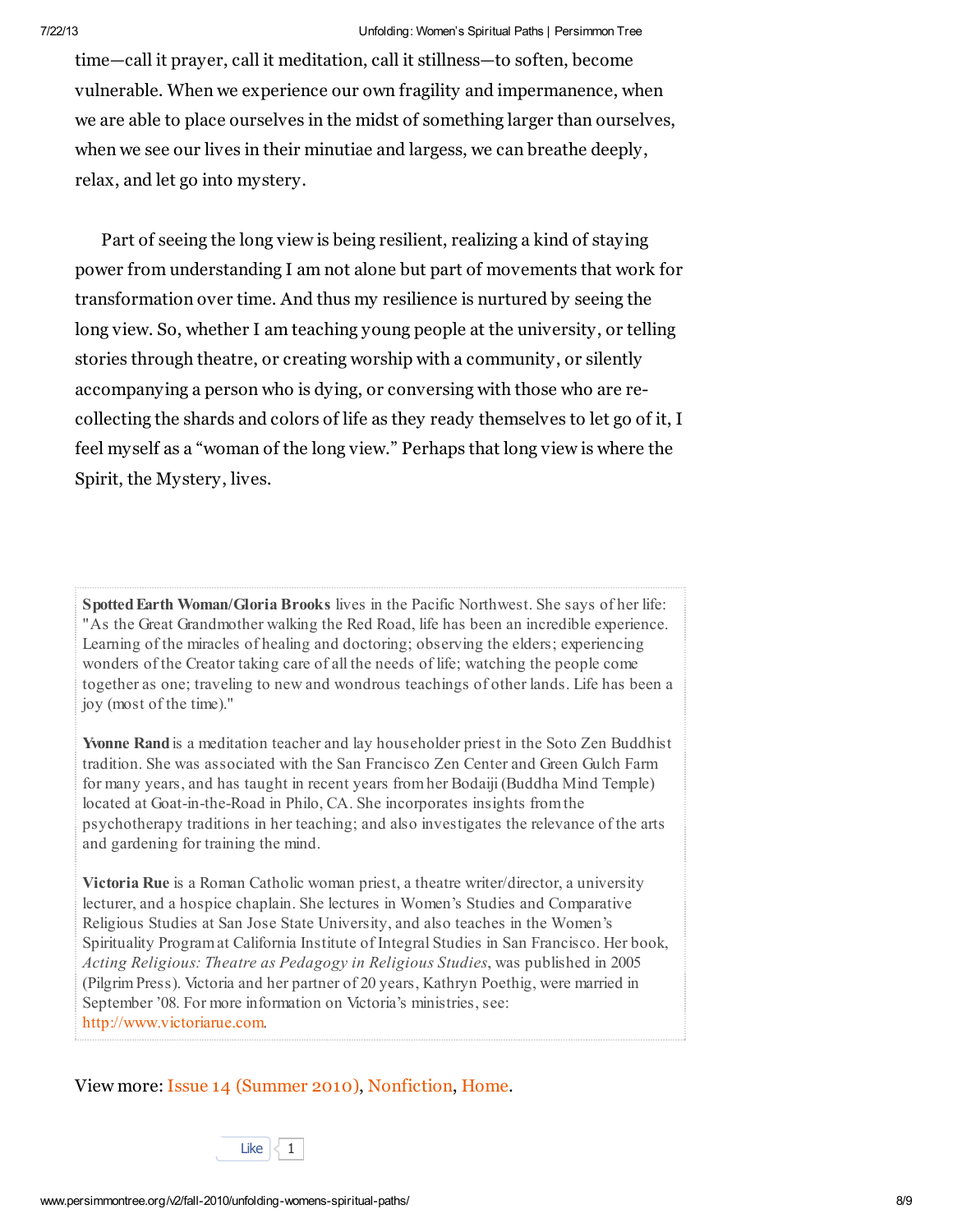time—call it prayer, call it meditation, call it stillness—to soften, become vulnerable. When we experience our own fragility and impermanence, when we are able to place ourselves in the midst of something larger than ourselves, when we see our lives in their minutiae and largess, we can breathe deeply, relax, and let go into mystery.

Part of seeing the long view is being resilient, realizing a kind of staying power from understanding I am not alone but part of movements that work for transformation over time. And thus my resilience is nurtured by seeing the long view. So, whether I am teaching young people at the university, or telling stories through theatre, or creating worship with a community, or silently accompanying a person who is dying, or conversing with those who are re-collecting the shards and colors of life as they ready themselves to let go of it, I feel myself as a "woman of the long view." Perhaps that long view is where the Spirit, the Mystery, lives.

**Spotted Earth Woman/Gloria Brooks** lives in the Pacific Northwest. She says of her life: "As the Great Grandmother walking the Red Road, life has been an incredible experience. Learning of the miracles of healing and doctoring; observing the elders; experiencing wonders of the Creator taking care of all the needs of life; watching the people come together as one; traveling to new and wondrous teachings of other lands. Life has been a joy (most of the time)."

**Yvonne Rand** is a meditation teacher and lay householder priest in the Soto Zen Buddhist tradition. She was associated with the San Francisco Zen Center and Green Gulch Farm for many years, and has taught in recent years from her Bodaiji (Buddha Mind Temple) located at Goat-in-the-Road in Philo, CA. She incorporates insights from the psychotherapy traditions in her teaching; and also investigates the relevance of the arts and gardening for training the mind.

**Victoria Rue** is a Roman Catholic woman priest, a theatre writer/director, a university lecturer, and a hospice chaplain. She lectures in Women's Studies and Comparative Religious Studies at San Jose State University, and also teaches in the Women's Spirituality Program at California Institute of Integral Studies in San Francisco. Her book, *Acting Religious: Theatre as Pedagogy in Religious Studies*, was published in 2005 (Pilgrim Press). Victoria and her partner of 20 years, Kathryn Poethig, were married in September '08. For more information on Victoria's ministries, see: http://www.victoriarue.com.

View more: Issue 14 (Summer 2010), Nonfiction, Home.

Like 1